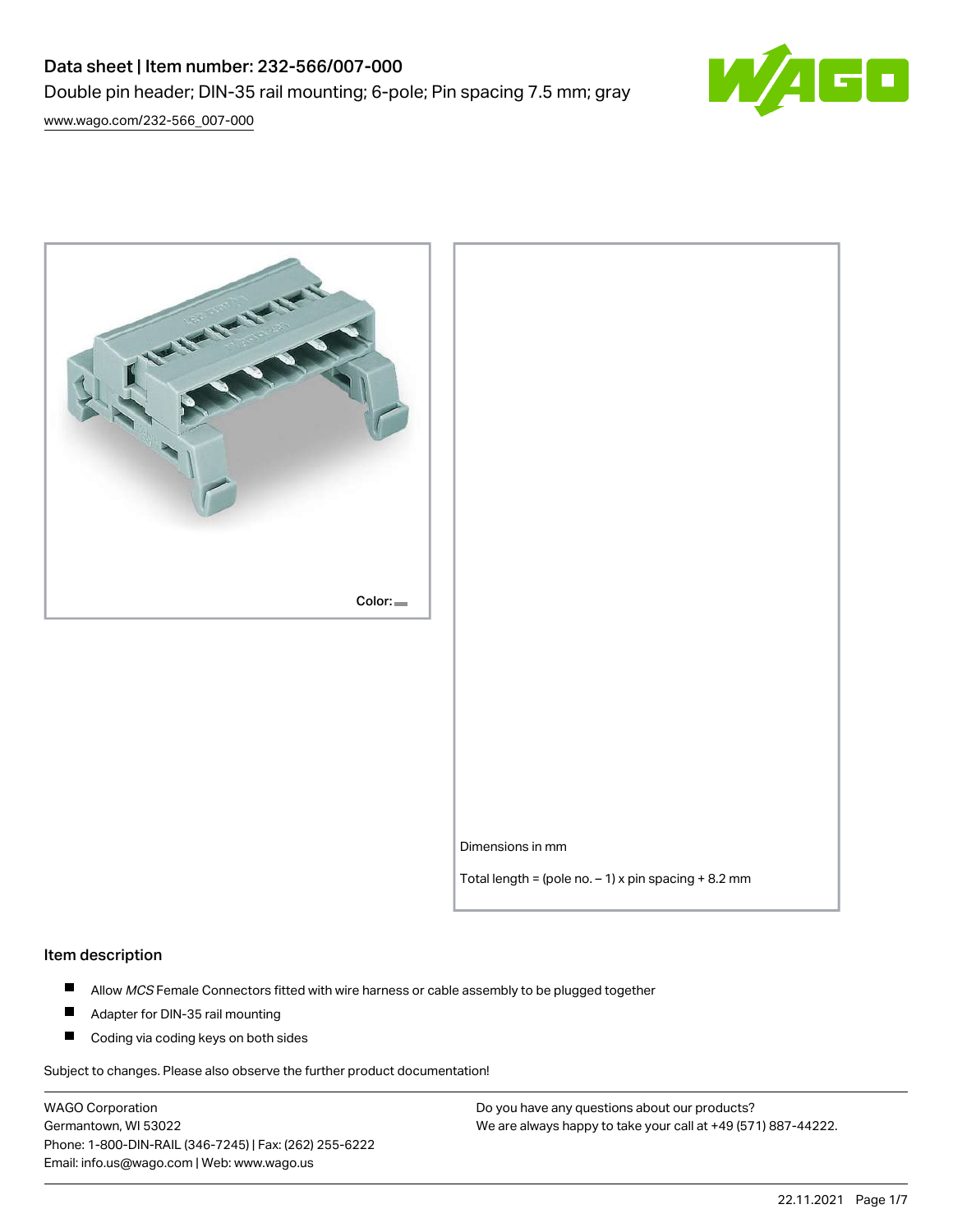# Data sheet | Item number: 232-566/007-000

Double pin header; DIN-35 rail mounting; 6-pole; Pin spacing 7.5 mm; gray

[www.wago.com/232-566_007-000](http://www.wago.com/232-566_007-000)

Color:

Dimensions in mm

Total length = (pole no. – 1) x pin spacing + 8.2 mm

## Item description

- Allow *MCS* Female Connectors fitted with wire harness or cable assembly to be plugged together
- Adapter for DIN-35 rail mounting
- Coding via coding keys on both sides

Subject to changes. Please also observe the further product documentation!

WAGO Corporation
Germantown, WI 53022
Phone: 1-800-DIN-RAIL (346-7245) | Fax: (262) 255-6222
Email: info.us@wago.com | Web: www.wago.us

Do you have any questions about our products?
We are always happy to take your call at +49 (571) 887-44222.

22.11.2021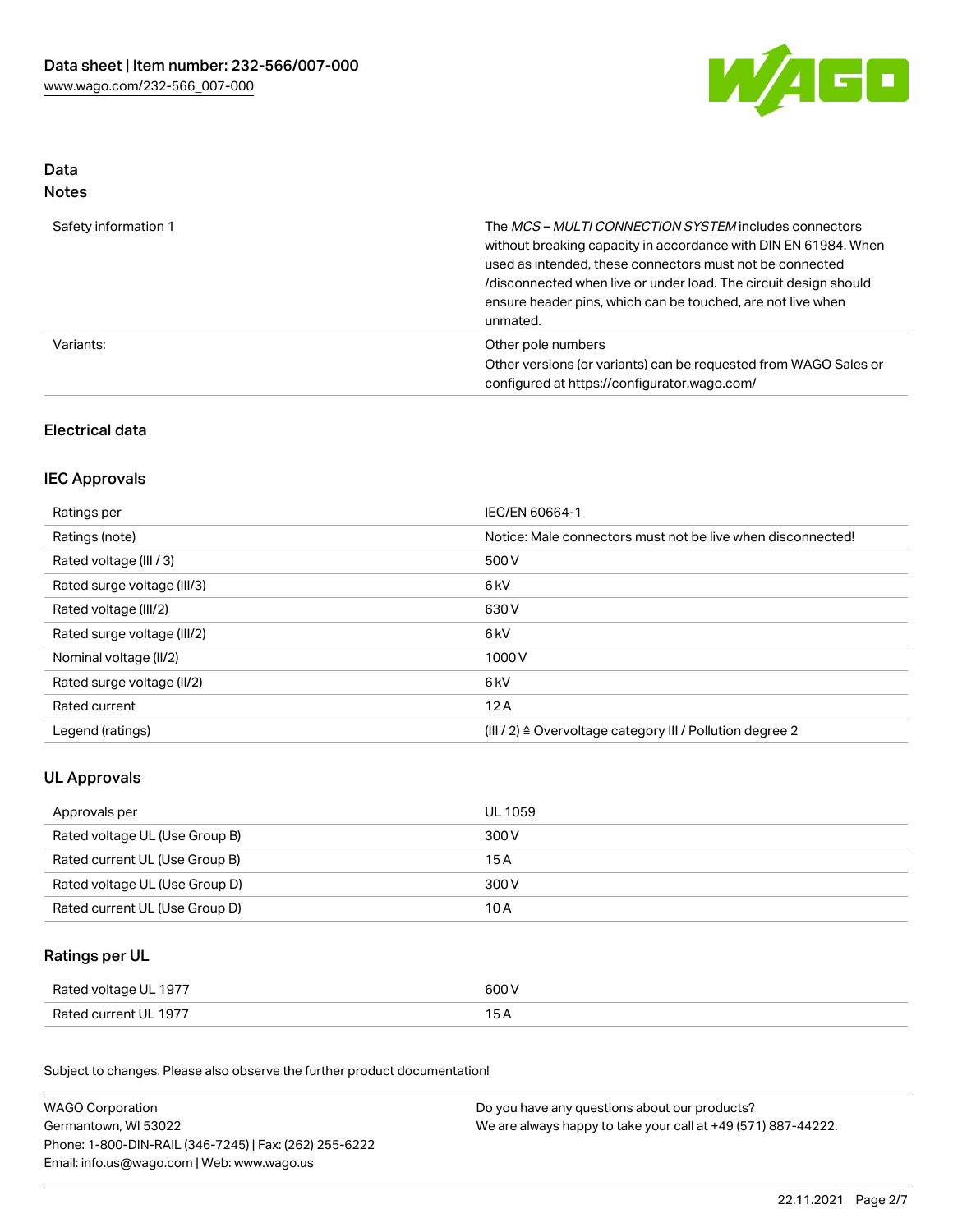## Data
### Notes

| | |
|---|---|
| Safety information 1 | The *MCS – MULTI CONNECTION SYSTEM* includes connectors without breaking capacity in accordance with DIN EN 61984. When used as intended, these connectors must not be connected /disconnected when live or under load. The circuit design should ensure header pins, which can be touched, are not live when unmated. |
| Variants: | Other pole numbers<br>Other versions (or variants) can be requested from WAGO Sales or configured at https://configurator.wago.com/ |

### Electrical data

### IEC Approvals

| | |
|---|---|
| Ratings per | IEC/EN 60664-1 |
| Ratings (note) | Notice: Male connectors must not be live when disconnected! |
| Rated voltage (III / 3) | 500 V |
| Rated surge voltage (III/3) | 6 kV |
| Rated voltage (III/2) | 630 V |
| Rated surge voltage (III/2) | 6 kV |
| Nominal voltage (II/2) | 1000 V |
| Rated surge voltage (II/2) | 6 kV |
| Rated current | 12 A |
| Legend (ratings) | (III / 2) ≙ Overvoltage category III / Pollution degree 2 |

### UL Approvals

| | |
|---|---|
| Approvals per | UL 1059 |
| Rated voltage UL (Use Group B) | 300 V |
| Rated current UL (Use Group B) | 15 A |
| Rated voltage UL (Use Group D) | 300 V |
| Rated current UL (Use Group D) | 10 A |

### Ratings per UL

| | |
|---|---|
| Rated voltage UL 1977 | 600 V |
| Rated current UL 1977 | 15 A |

Subject to changes. Please also observe the further product documentation!

WAGO Corporation
Germantown, WI 53022
Phone: 1-800-DIN-RAIL (346-7245) | Fax: (262) 255-6222
Email: info.us@wago.com | Web: www.wago.us

Do you have any questions about our products?
We are always happy to take your call at +49 (571) 887-44222.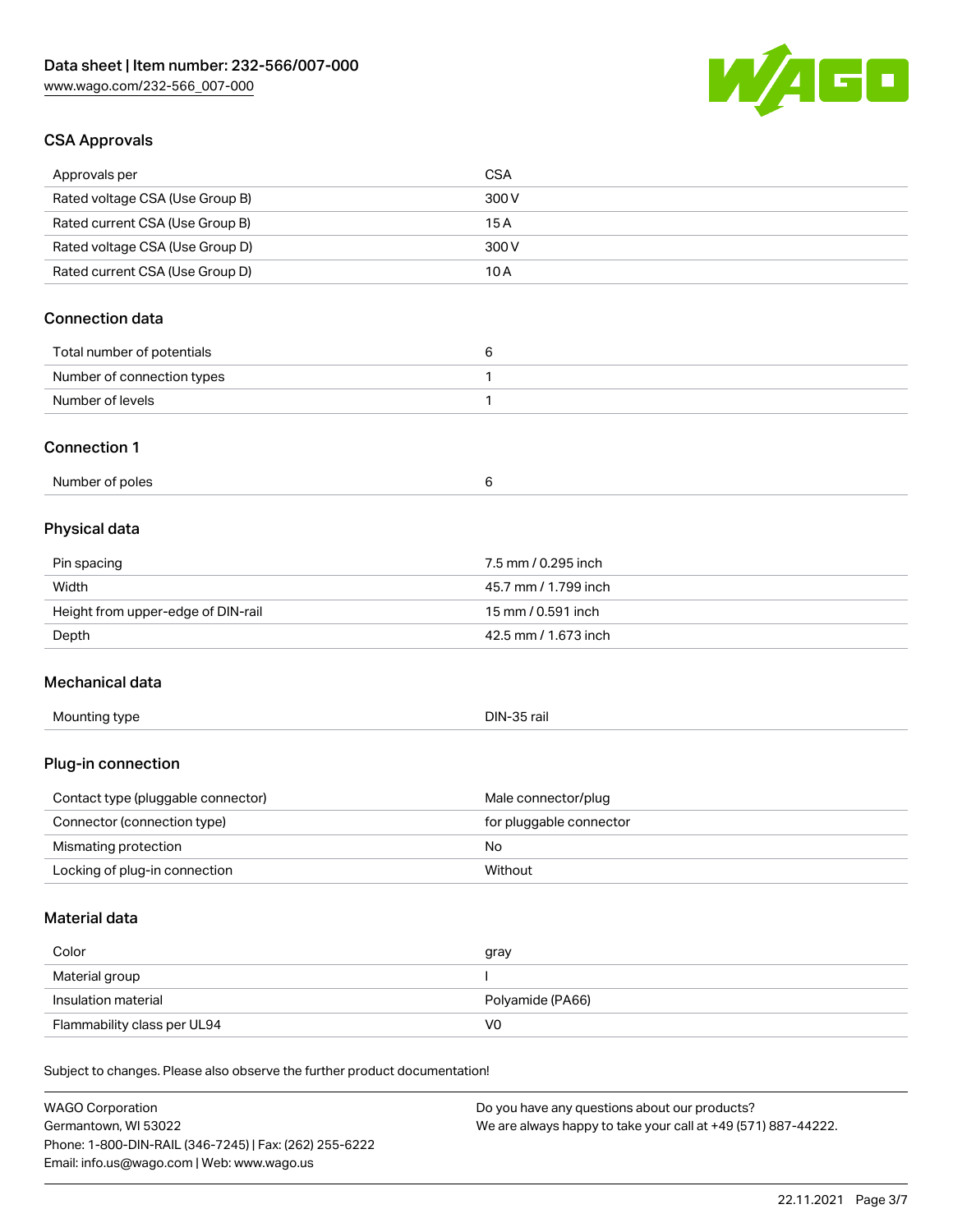## CSA Approvals

| | |
|---|---|
| Approvals per | CSA |
| Rated voltage CSA (Use Group B) | 300 V |
| Rated current CSA (Use Group B) | 15 A |
| Rated voltage CSA (Use Group D) | 300 V |
| Rated current CSA (Use Group D) | 10 A |

## Connection data

| | |
|---|---|
| Total number of potentials | 6 |
| Number of connection types | 1 |
| Number of levels | 1 |

## Connection 1

| | |
|---|---|
| Number of poles | 6 |

## Physical data

| | |
|---|---|
| Pin spacing | 7.5 mm / 0.295 inch |
| Width | 45.7 mm / 1.799 inch |
| Height from upper-edge of DIN-rail | 15 mm / 0.591 inch |
| Depth | 42.5 mm / 1.673 inch |

## Mechanical data

| | |
|---|---|
| Mounting type | DIN-35 rail |

## Plug-in connection

| | |
|---|---|
| Contact type (pluggable connector) | Male connector/plug |
| Connector (connection type) | for pluggable connector |
| Mismating protection | No |
| Locking of plug-in connection | Without |

## Material data

| | |
|---|---|
| Color | gray |
| Material group | I |
| Insulation material | Polyamide (PA66) |
| Flammability class per UL94 | V0 |

Subject to changes. Please also observe the further product documentation!

WAGO Corporation
Germantown, WI 53022
Phone: 1-800-DIN-RAIL (346-7245) | Fax: (262) 255-6222
Email: info.us@wago.com | Web: www.wago.us

Do you have any questions about our products?
We are always happy to take your call at +49 (571) 887-44222.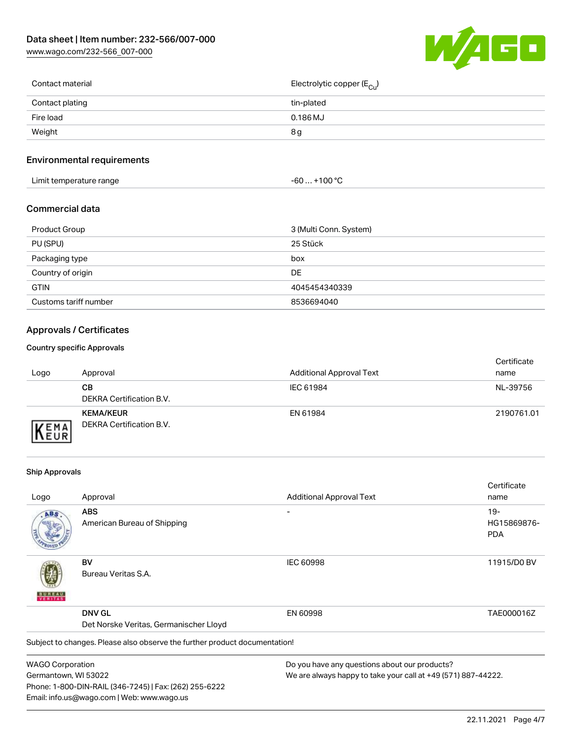| Contact material | Electrolytic copper ($E_{Cu}$) |
| --- | --- |
| Contact plating | tin-plated |
| Fire load | 0.186 MJ |
| Weight | 8 g |

## Environmental requirements

| Limit temperature range | -60 … +100 °C |
| --- | --- |

## Commercial data

| Product Group | 3 (Multi Conn. System) |
| --- | --- |
| PU (SPU) | 25 Stück |
| Packaging type | box |
| Country of origin | DE |
| GTIN | 4045454340339 |
| Customs tariff number | 8536694040 |

## Approvals / Certificates

### Country specific Approvals

| Logo | Approval | Additional Approval Text | Certificate name |
| --- | --- | --- | --- |
| | **CB** DEKRA Certification B.V. | IEC 61984 | NL-39756 |
| | **KEMA/KEUR** DEKRA Certification B.V. | EN 61984 | 2190761.01 |

### Ship Approvals

| Logo | Approval | Additional Approval Text | Certificate name |
| --- | --- | --- | --- |
| | **ABS** American Bureau of Shipping | - | 19-HG15869876-PDA |
| | **BV** Bureau Veritas S.A. | IEC 60998 | 11915/D0 BV |
| | **DNV GL** Det Norske Veritas, Germanischer Lloyd | EN 60998 | TAE000016Z |

Subject to changes. Please also observe the further product documentation!

WAGO Corporation
Germantown, WI 53022
Phone: 1-800-DIN-RAIL (346-7245) | Fax: (262) 255-6222
Email: info.us@wago.com | Web: www.wago.us

Do you have any questions about our products?
We are always happy to take your call at +49 (571) 887-44222.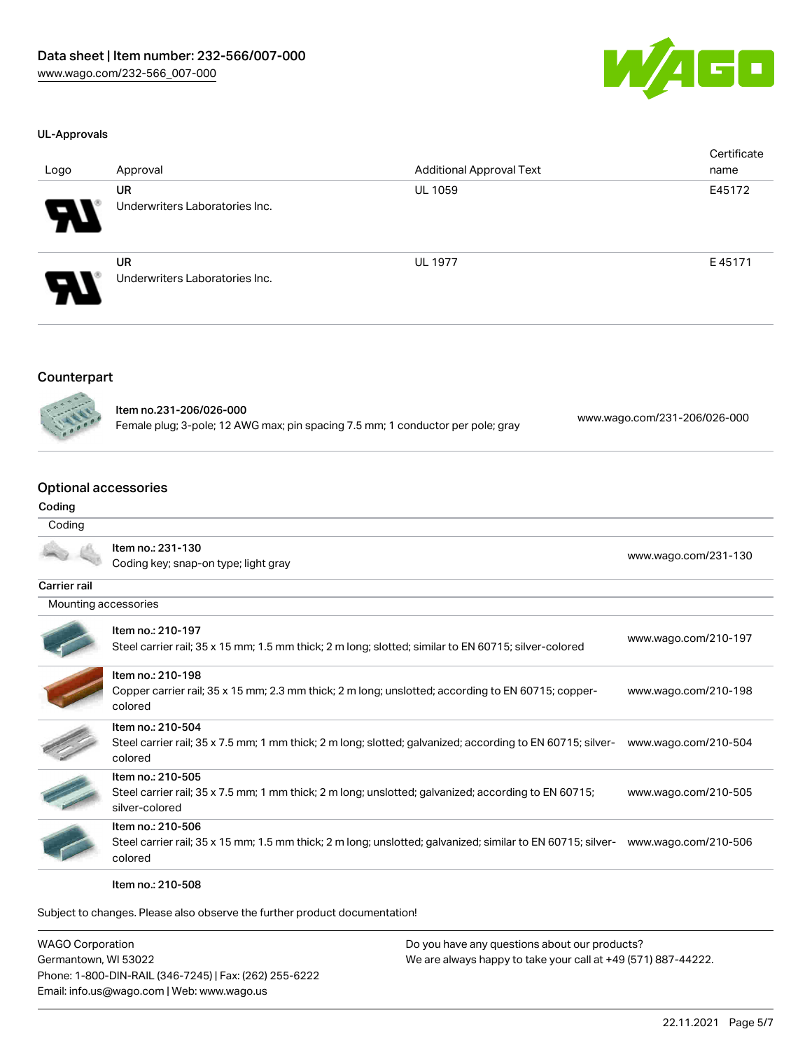#### UL-Approvals

| Logo | Approval | Additional Approval Text | Certificate name |
|---|---|---|---|
| | **UR** Underwriters Laboratories Inc. | UL 1059 | E45172 |
| | **UR** Underwriters Laboratories Inc. | UL 1977 | E 45171 |

### Counterpart

| | | |
|---|---|---|
| | Item no.231-206/026-000<br>Female plug; 3-pole; 12 AWG max; pin spacing 7.5 mm; 1 conductor per pole; gray | www.wago.com/231-206/026-000 |

### Optional accessories

#### Coding

| Coding | | |
|---|---|---|
| | Item no.: 231-130<br>Coding key; snap-on type; light gray | www.wago.com/231-130 |

#### Carrier rail

| Mounting accessories | | |
|---|---|---|
| | Item no.: 210-197<br>Steel carrier rail; 35 x 15 mm; 1.5 mm thick; 2 m long; slotted; similar to EN 60715; silver-colored | www.wago.com/210-197 |
| | Item no.: 210-198<br>Copper carrier rail; 35 x 15 mm; 2.3 mm thick; 2 m long; unslotted; according to EN 60715; copper-colored | www.wago.com/210-198 |
| | Item no.: 210-504<br>Steel carrier rail; 35 x 7.5 mm; 1 mm thick; 2 m long; slotted; galvanized; according to EN 60715; silver-colored | www.wago.com/210-504 |
| | Item no.: 210-505<br>Steel carrier rail; 35 x 7.5 mm; 1 mm thick; 2 m long; unslotted; galvanized; according to EN 60715; silver-colored | www.wago.com/210-505 |
| | Item no.: 210-506<br>Steel carrier rail; 35 x 15 mm; 1.5 mm thick; 2 m long; unslotted; galvanized; similar to EN 60715; silver-colored | www.wago.com/210-506 |
| | Item no.: 210-508 | |

Subject to changes. Please also observe the further product documentation!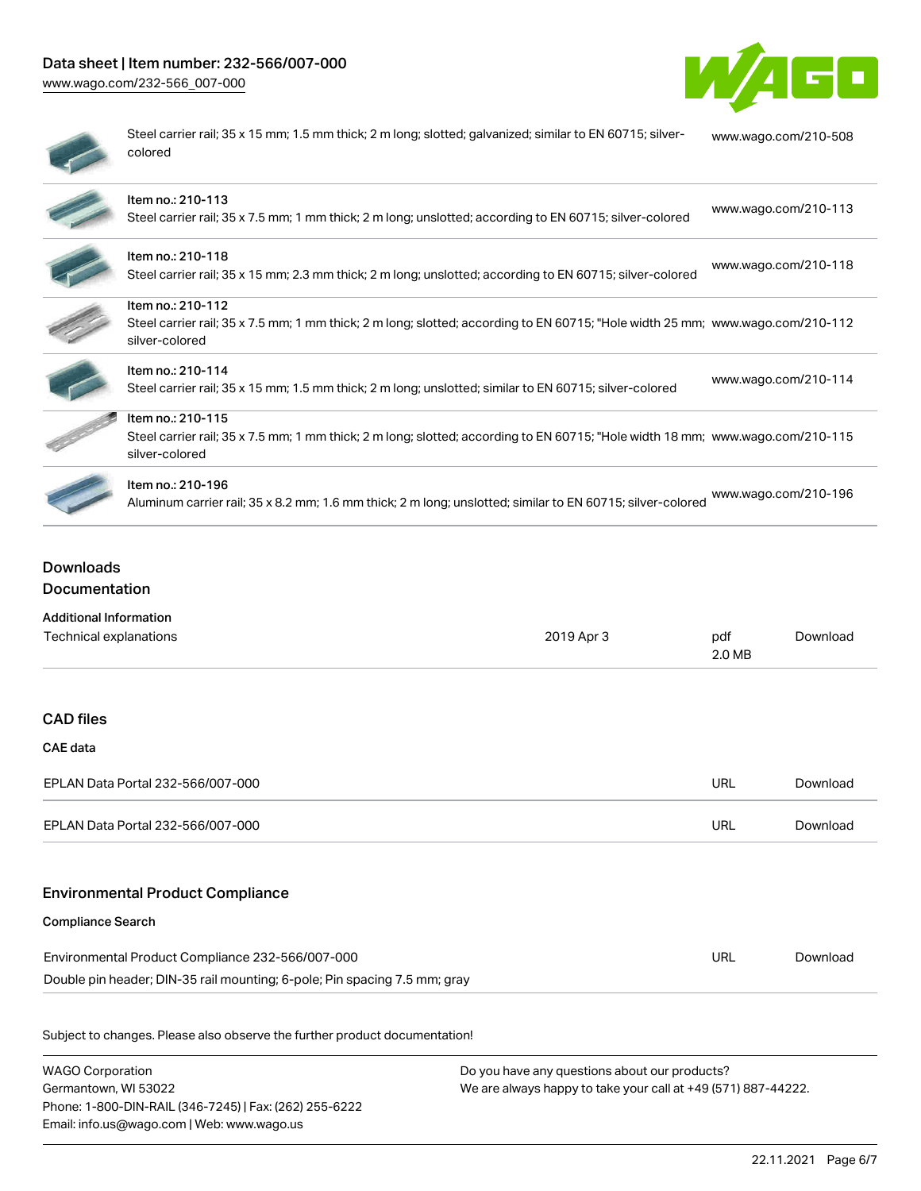| | |
|---|---|
| Steel carrier rail; 35 x 15 mm; 1.5 mm thick; 2 m long; slotted; galvanized; similar to EN 60715; silver-colored | www.wago.com/210-508 |
| Item no.: 210-113<br>Steel carrier rail; 35 x 7.5 mm; 1 mm thick; 2 m long; unslotted; according to EN 60715; silver-colored | www.wago.com/210-113 |
| Item no.: 210-118<br>Steel carrier rail; 35 x 15 mm; 2.3 mm thick; 2 m long; unslotted; according to EN 60715; silver-colored | www.wago.com/210-118 |
| Item no.: 210-112<br>Steel carrier rail; 35 x 7.5 mm; 1 mm thick; 2 m long; slotted; according to EN 60715; "Hole width 25 mm; silver-colored | www.wago.com/210-112 |
| Item no.: 210-114<br>Steel carrier rail; 35 x 15 mm; 1.5 mm thick; 2 m long; unslotted; similar to EN 60715; silver-colored | www.wago.com/210-114 |
| Item no.: 210-115<br>Steel carrier rail; 35 x 7.5 mm; 1 mm thick; 2 m long; slotted; according to EN 60715; "Hole width 18 mm; silver-colored | www.wago.com/210-115 |
| Item no.: 210-196<br>Aluminum carrier rail; 35 x 8.2 mm; 1.6 mm thick; 2 m long; unslotted; similar to EN 60715; silver-colored | www.wago.com/210-196 |

## Downloads

### Documentation

**Additional Information**

| | | | |
|---|---|---|---|
| Technical explanations | 2019 Apr 3 | pdf<br>2.0 MB | Download |

### CAD files

**CAE data**

| | | |
|---|---|---|
| EPLAN Data Portal 232-566/007-000 | URL | Download |
| EPLAN Data Portal 232-566/007-000 | URL | Download |

### Environmental Product Compliance

**Compliance Search**

| | | |
|---|---|---|
| Environmental Product Compliance 232-566/007-000<br>Double pin header; DIN-35 rail mounting; 6-pole; Pin spacing 7.5 mm; gray | URL | Download |

Subject to changes. Please also observe the further product documentation!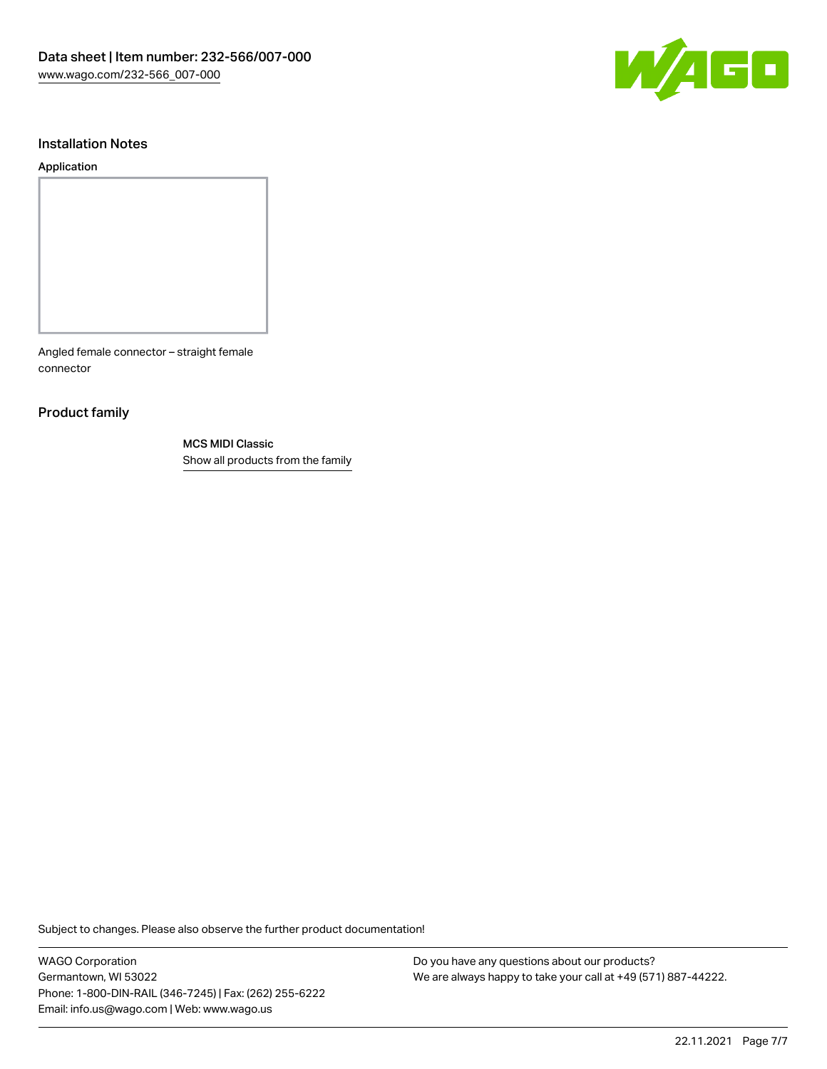## Installation Notes

### Application

Angled female connector – straight female connector

## Product family

MCS MIDI Classic
Show all products from the family

Subject to changes. Please also observe the further product documentation!

WAGO Corporation
Germantown, WI 53022
Phone: 1-800-DIN-RAIL (346-7245) | Fax: (262) 255-6222
Email: info.us@wago.com | Web: www.wago.us

Do you have any questions about our products?
We are always happy to take your call at +49 (571) 887-44222.